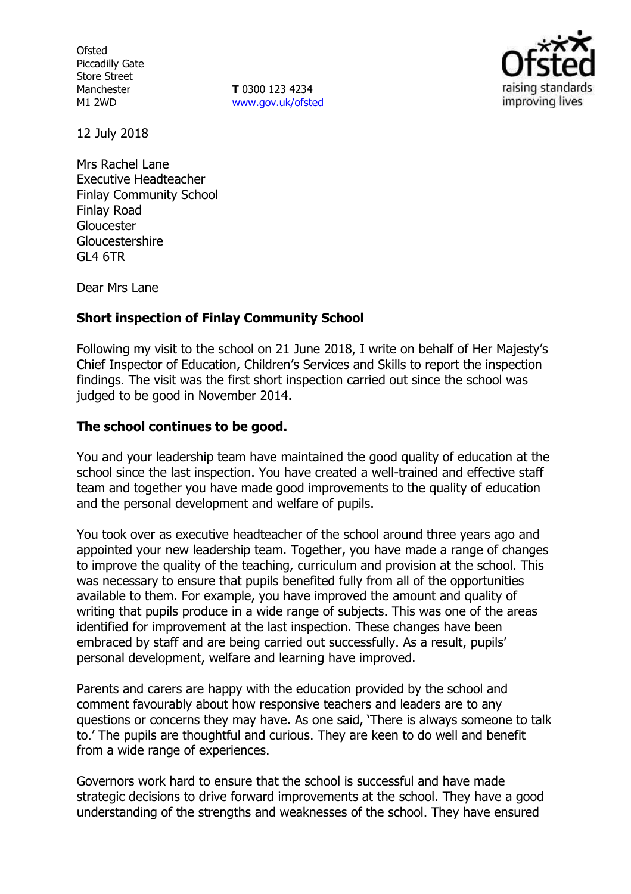Ofsted
Piccadilly Gate
Store Street
Manchester
M1 2WD

**T** 0300 123 4234
www.gov.uk/ofsted

12 July 2018

Mrs Rachel Lane
Executive Headteacher
Finlay Community School
Finlay Road
Gloucester
Gloucestershire
GL4 6TR

Dear Mrs Lane

**Short inspection of Finlay Community School**

Following my visit to the school on 21 June 2018, I write on behalf of Her Majesty's Chief Inspector of Education, Children's Services and Skills to report the inspection findings. The visit was the first short inspection carried out since the school was judged to be good in November 2014.

**The school continues to be good.**

You and your leadership team have maintained the good quality of education at the school since the last inspection. You have created a well-trained and effective staff team and together you have made good improvements to the quality of education and the personal development and welfare of pupils.

You took over as executive headteacher of the school around three years ago and appointed your new leadership team. Together, you have made a range of changes to improve the quality of the teaching, curriculum and provision at the school. This was necessary to ensure that pupils benefited fully from all of the opportunities available to them. For example, you have improved the amount and quality of writing that pupils produce in a wide range of subjects. This was one of the areas identified for improvement at the last inspection. These changes have been embraced by staff and are being carried out successfully. As a result, pupils' personal development, welfare and learning have improved.

Parents and carers are happy with the education provided by the school and comment favourably about how responsive teachers and leaders are to any questions or concerns they may have. As one said, 'There is always someone to talk to.' The pupils are thoughtful and curious. They are keen to do well and benefit from a wide range of experiences.

Governors work hard to ensure that the school is successful and have made strategic decisions to drive forward improvements at the school. They have a good understanding of the strengths and weaknesses of the school. They have ensured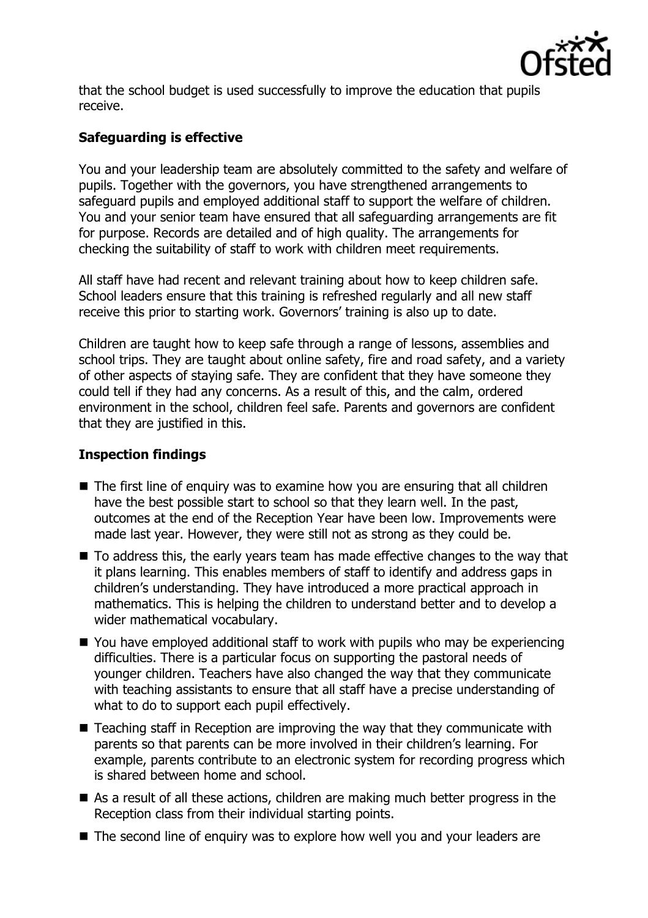that the school budget is used successfully to improve the education that pupils receive.

### Safeguarding is effective

You and your leadership team are absolutely committed to the safety and welfare of pupils. Together with the governors, you have strengthened arrangements to safeguard pupils and employed additional staff to support the welfare of children. You and your senior team have ensured that all safeguarding arrangements are fit for purpose. Records are detailed and of high quality. The arrangements for checking the suitability of staff to work with children meet requirements.

All staff have had recent and relevant training about how to keep children safe. School leaders ensure that this training is refreshed regularly and all new staff receive this prior to starting work. Governors' training is also up to date.

Children are taught how to keep safe through a range of lessons, assemblies and school trips. They are taught about online safety, fire and road safety, and a variety of other aspects of staying safe. They are confident that they have someone they could tell if they had any concerns. As a result of this, and the calm, ordered environment in the school, children feel safe. Parents and governors are confident that they are justified in this.

### Inspection findings

- The first line of enquiry was to examine how you are ensuring that all children have the best possible start to school so that they learn well. In the past, outcomes at the end of the Reception Year have been low. Improvements were made last year. However, they were still not as strong as they could be.
- To address this, the early years team has made effective changes to the way that it plans learning. This enables members of staff to identify and address gaps in children's understanding. They have introduced a more practical approach in mathematics. This is helping the children to understand better and to develop a wider mathematical vocabulary.
- You have employed additional staff to work with pupils who may be experiencing difficulties. There is a particular focus on supporting the pastoral needs of younger children. Teachers have also changed the way that they communicate with teaching assistants to ensure that all staff have a precise understanding of what to do to support each pupil effectively.
- Teaching staff in Reception are improving the way that they communicate with parents so that parents can be more involved in their children's learning. For example, parents contribute to an electronic system for recording progress which is shared between home and school.
- As a result of all these actions, children are making much better progress in the Reception class from their individual starting points.
- The second line of enquiry was to explore how well you and your leaders are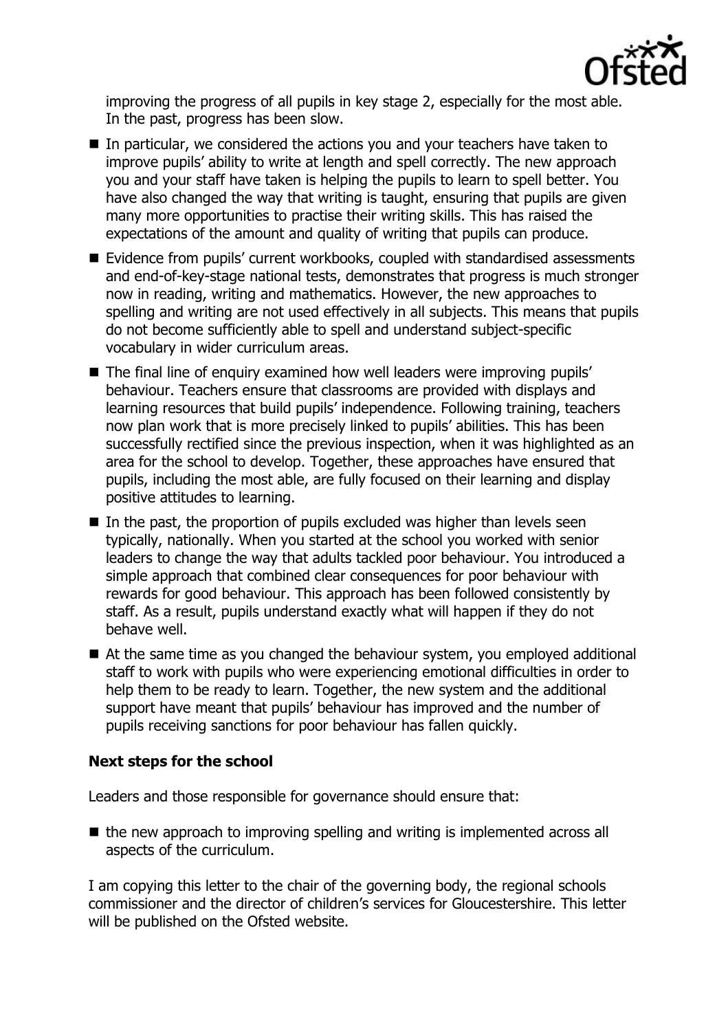improving the progress of all pupils in key stage 2, especially for the most able. In the past, progress has been slow.

- In particular, we considered the actions you and your teachers have taken to improve pupils' ability to write at length and spell correctly. The new approach you and your staff have taken is helping the pupils to learn to spell better. You have also changed the way that writing is taught, ensuring that pupils are given many more opportunities to practise their writing skills. This has raised the expectations of the amount and quality of writing that pupils can produce.
- Evidence from pupils' current workbooks, coupled with standardised assessments and end-of-key-stage national tests, demonstrates that progress is much stronger now in reading, writing and mathematics. However, the new approaches to spelling and writing are not used effectively in all subjects. This means that pupils do not become sufficiently able to spell and understand subject-specific vocabulary in wider curriculum areas.
- The final line of enquiry examined how well leaders were improving pupils' behaviour. Teachers ensure that classrooms are provided with displays and learning resources that build pupils' independence. Following training, teachers now plan work that is more precisely linked to pupils' abilities. This has been successfully rectified since the previous inspection, when it was highlighted as an area for the school to develop. Together, these approaches have ensured that pupils, including the most able, are fully focused on their learning and display positive attitudes to learning.
- In the past, the proportion of pupils excluded was higher than levels seen typically, nationally. When you started at the school you worked with senior leaders to change the way that adults tackled poor behaviour. You introduced a simple approach that combined clear consequences for poor behaviour with rewards for good behaviour. This approach has been followed consistently by staff. As a result, pupils understand exactly what will happen if they do not behave well.
- At the same time as you changed the behaviour system, you employed additional staff to work with pupils who were experiencing emotional difficulties in order to help them to be ready to learn. Together, the new system and the additional support have meant that pupils' behaviour has improved and the number of pupils receiving sanctions for poor behaviour has fallen quickly.

### Next steps for the school

Leaders and those responsible for governance should ensure that:

- the new approach to improving spelling and writing is implemented across all aspects of the curriculum.

I am copying this letter to the chair of the governing body, the regional schools commissioner and the director of children's services for Gloucestershire. This letter will be published on the Ofsted website.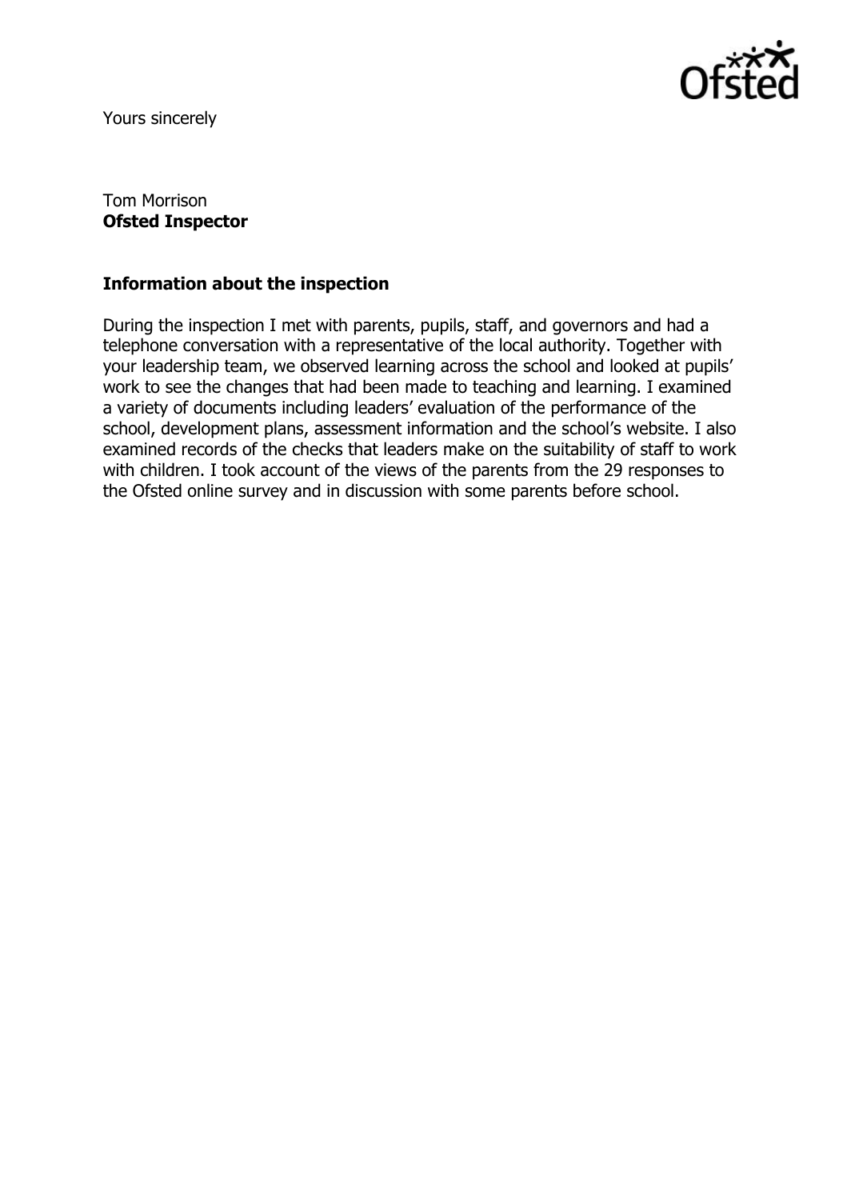Yours sincerely

Tom Morrison
**Ofsted Inspector**

## Information about the inspection

During the inspection I met with parents, pupils, staff, and governors and had a telephone conversation with a representative of the local authority. Together with your leadership team, we observed learning across the school and looked at pupils' work to see the changes that had been made to teaching and learning. I examined a variety of documents including leaders' evaluation of the performance of the school, development plans, assessment information and the school's website. I also examined records of the checks that leaders make on the suitability of staff to work with children. I took account of the views of the parents from the 29 responses to the Ofsted online survey and in discussion with some parents before school.